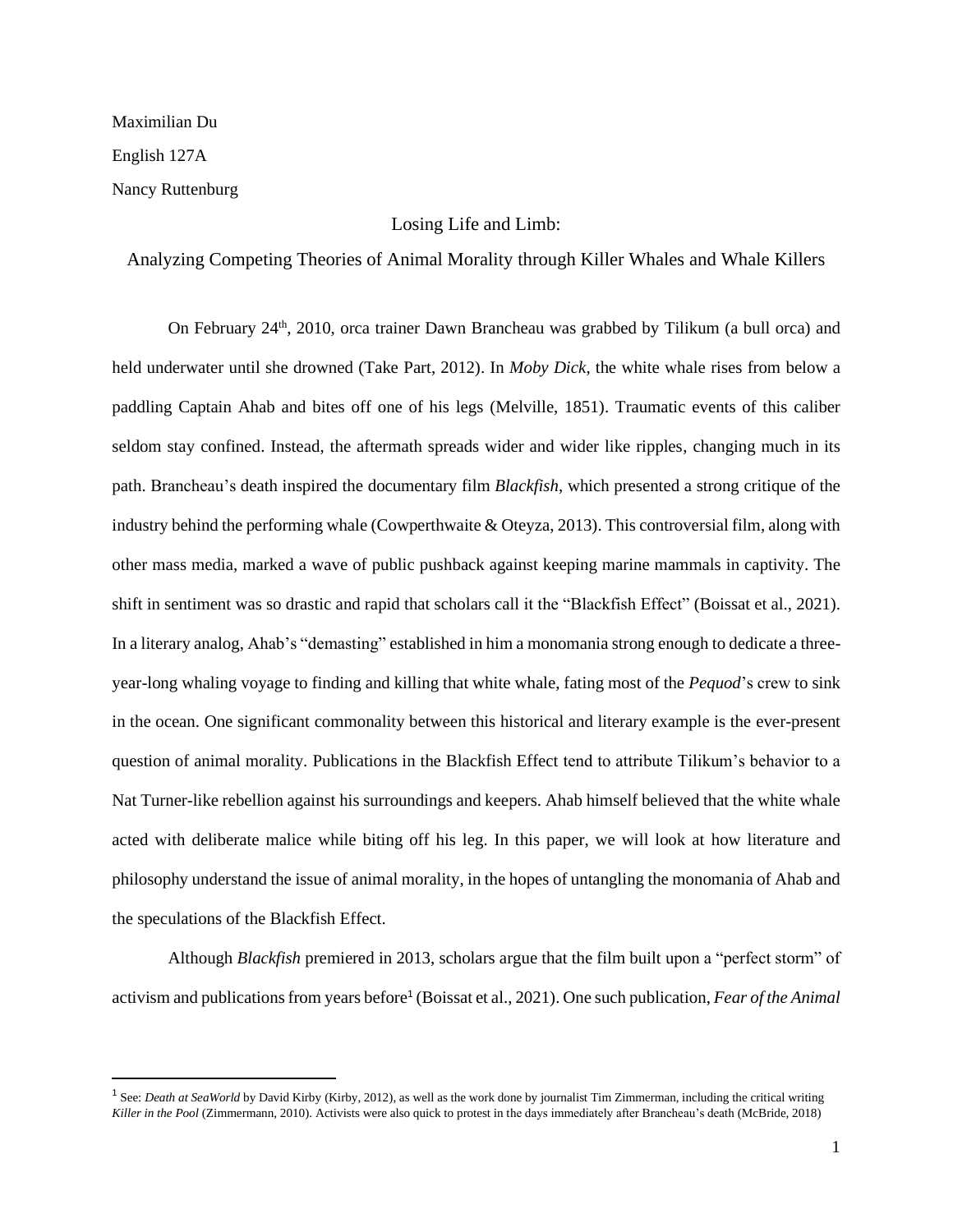Maximilian Du

English 127A

Nancy Ruttenburg

# Losing Life and Limb: Analyzing Competing Theories of Animal Morality through Killer Whales and Whale Killers

On February 24th, 2010, orca trainer Dawn Brancheau was grabbed by Tilikum (a bull orca) and held underwater until she drowned (Take Part, 2012). In *Moby Dick*, the white whale rises from below a paddling Captain Ahab and bites off one of his legs (Melville, 1851). Traumatic events of this caliber seldom stay confined. Instead, the aftermath spreads wider and wider like ripples, changing much in its path. Brancheau's death inspired the documentary film *Blackfish*, which presented a strong critique of the industry behind the performing whale (Cowperthwaite & Oteyza, 2013). This controversial film, along with other mass media, marked a wave of public pushback against keeping marine mammals in captivity. The shift in sentiment was so drastic and rapid that scholars call it the "Blackfish Effect" (Boissat et al., 2021). In a literary analog, Ahab's "demasting" established in him a monomania strong enough to dedicate a three-year-long whaling voyage to finding and killing that white whale, fating most of the *Pequod*'s crew to sink in the ocean. One significant commonality between this historical and literary example is the ever-present question of animal morality. Publications in the Blackfish Effect tend to attribute Tilikum's behavior to a Nat Turner-like rebellion against his surroundings and keepers. Ahab himself believed that the white whale acted with deliberate malice while biting off his leg. In this paper, we will look at how literature and philosophy understand the issue of animal morality, in the hopes of untangling the monomania of Ahab and the speculations of the Blackfish Effect.

Although *Blackfish* premiered in 2013, scholars argue that the film built upon a "perfect storm" of activism and publications from years before[1] (Boissat et al., 2021). One such publication, *Fear of the Animal*

[1] See: *Death at SeaWorld* by David Kirby (Kirby, 2012), as well as the work done by journalist Tim Zimmerman, including the critical writing *Killer in the Pool* (Zimmermann, 2010). Activists were also quick to protest in the days immediately after Brancheau's death (McBride, 2018)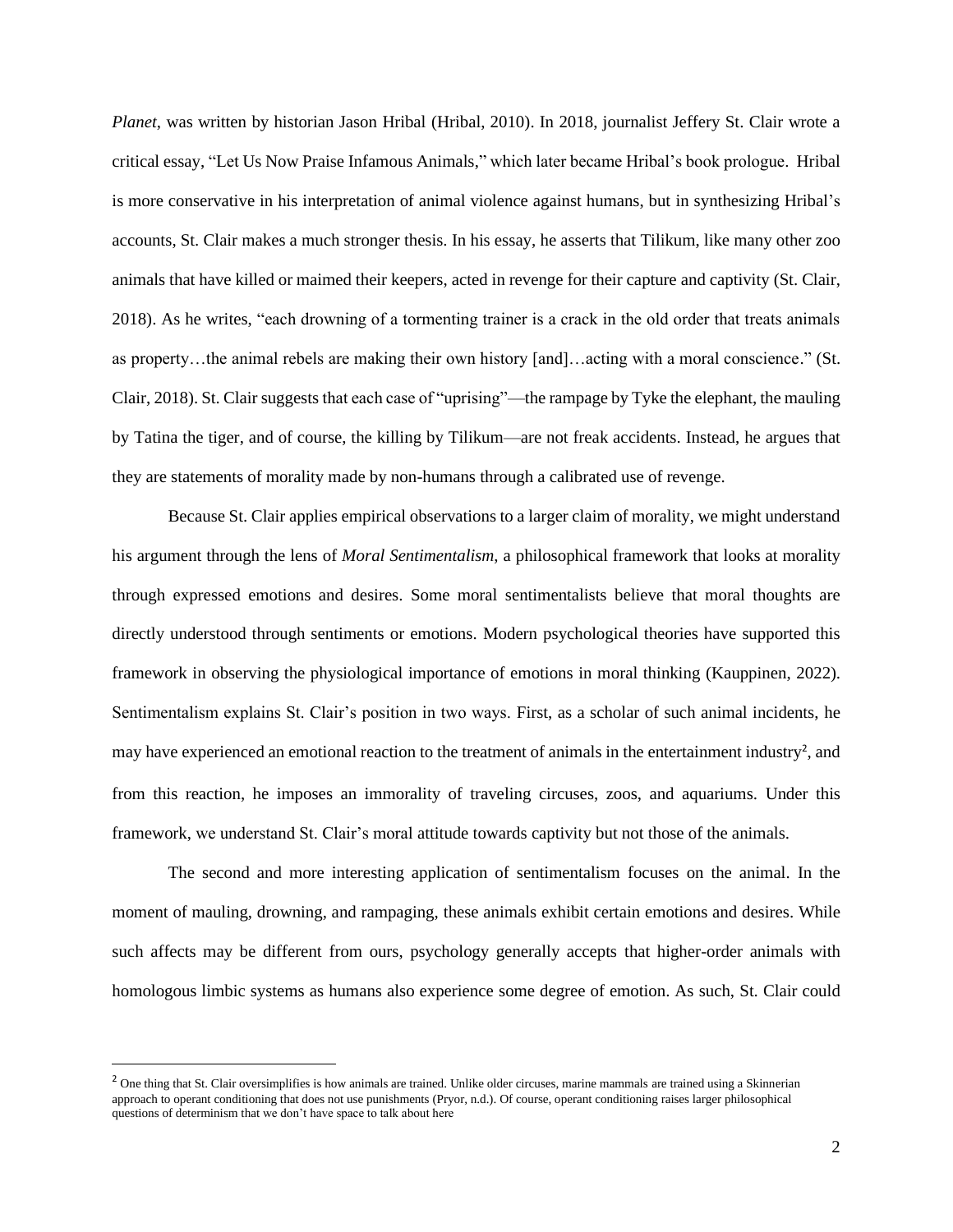*Planet*, was written by historian Jason Hribal (Hribal, 2010). In 2018, journalist Jeffery St. Clair wrote a critical essay, "Let Us Now Praise Infamous Animals," which later became Hribal's book prologue. Hribal is more conservative in his interpretation of animal violence against humans, but in synthesizing Hribal's accounts, St. Clair makes a much stronger thesis. In his essay, he asserts that Tilikum, like many other zoo animals that have killed or maimed their keepers, acted in revenge for their capture and captivity (St. Clair, 2018). As he writes, "each drowning of a tormenting trainer is a crack in the old order that treats animals as property…the animal rebels are making their own history [and]…acting with a moral conscience." (St. Clair, 2018). St. Clair suggests that each case of "uprising"—the rampage by Tyke the elephant, the mauling by Tatina the tiger, and of course, the killing by Tilikum—are not freak accidents. Instead, he argues that they are statements of morality made by non-humans through a calibrated use of revenge.

Because St. Clair applies empirical observations to a larger claim of morality, we might understand his argument through the lens of *Moral Sentimentalism*, a philosophical framework that looks at morality through expressed emotions and desires. Some moral sentimentalists believe that moral thoughts are directly understood through sentiments or emotions. Modern psychological theories have supported this framework in observing the physiological importance of emotions in moral thinking (Kauppinen, 2022). Sentimentalism explains St. Clair's position in two ways. First, as a scholar of such animal incidents, he may have experienced an emotional reaction to the treatment of animals in the entertainment industry[2], and from this reaction, he imposes an immorality of traveling circuses, zoos, and aquariums. Under this framework, we understand St. Clair's moral attitude towards captivity but not those of the animals.

The second and more interesting application of sentimentalism focuses on the animal. In the moment of mauling, drowning, and rampaging, these animals exhibit certain emotions and desires. While such affects may be different from ours, psychology generally accepts that higher-order animals with homologous limbic systems as humans also experience some degree of emotion. As such, St. Clair could

[2] One thing that St. Clair oversimplifies is how animals are trained. Unlike older circuses, marine mammals are trained using a Skinnerian approach to operant conditioning that does not use punishments (Pryor, n.d.). Of course, operant conditioning raises larger philosophical questions of determinism that we don't have space to talk about here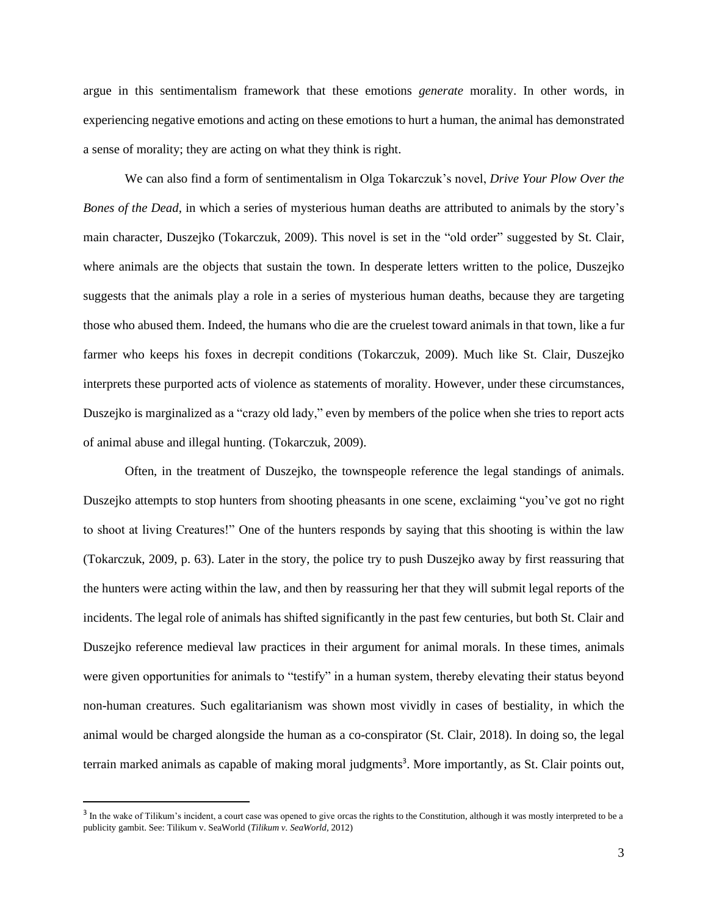argue in this sentimentalism framework that these emotions *generate* morality. In other words, in experiencing negative emotions and acting on these emotions to hurt a human, the animal has demonstrated a sense of morality; they are acting on what they think is right.

We can also find a form of sentimentalism in Olga Tokarczuk's novel, *Drive Your Plow Over the Bones of the Dead*, in which a series of mysterious human deaths are attributed to animals by the story's main character, Duszejko (Tokarczuk, 2009). This novel is set in the "old order" suggested by St. Clair, where animals are the objects that sustain the town. In desperate letters written to the police, Duszejko suggests that the animals play a role in a series of mysterious human deaths, because they are targeting those who abused them. Indeed, the humans who die are the cruelest toward animals in that town, like a fur farmer who keeps his foxes in decrepit conditions (Tokarczuk, 2009). Much like St. Clair, Duszejko interprets these purported acts of violence as statements of morality. However, under these circumstances, Duszejko is marginalized as a "crazy old lady," even by members of the police when she tries to report acts of animal abuse and illegal hunting. (Tokarczuk, 2009).

Often, in the treatment of Duszejko, the townspeople reference the legal standings of animals. Duszejko attempts to stop hunters from shooting pheasants in one scene, exclaiming "you've got no right to shoot at living Creatures!" One of the hunters responds by saying that this shooting is within the law (Tokarczuk, 2009, p. 63). Later in the story, the police try to push Duszejko away by first reassuring that the hunters were acting within the law, and then by reassuring her that they will submit legal reports of the incidents. The legal role of animals has shifted significantly in the past few centuries, but both St. Clair and Duszejko reference medieval law practices in their argument for animal morals. In these times, animals were given opportunities for animals to "testify" in a human system, thereby elevating their status beyond non-human creatures. Such egalitarianism was shown most vividly in cases of bestiality, in which the animal would be charged alongside the human as a co-conspirator (St. Clair, 2018). In doing so, the legal terrain marked animals as capable of making moral judgments[3]. More importantly, as St. Clair points out,

[3] In the wake of Tilikum's incident, a court case was opened to give orcas the rights to the Constitution, although it was mostly interpreted to be a publicity gambit. See: Tilikum v. SeaWorld (*Tilikum v. SeaWorld*, 2012)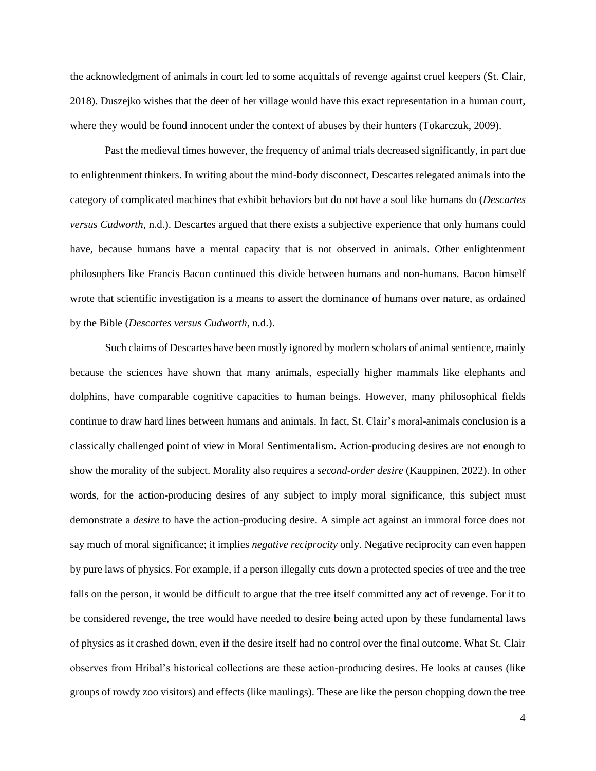the acknowledgment of animals in court led to some acquittals of revenge against cruel keepers (St. Clair, 2018). Duszejko wishes that the deer of her village would have this exact representation in a human court, where they would be found innocent under the context of abuses by their hunters (Tokarczuk, 2009).

Past the medieval times however, the frequency of animal trials decreased significantly, in part due to enlightenment thinkers. In writing about the mind-body disconnect, Descartes relegated animals into the category of complicated machines that exhibit behaviors but do not have a soul like humans do (*Descartes versus Cudworth*, n.d.). Descartes argued that there exists a subjective experience that only humans could have, because humans have a mental capacity that is not observed in animals. Other enlightenment philosophers like Francis Bacon continued this divide between humans and non-humans. Bacon himself wrote that scientific investigation is a means to assert the dominance of humans over nature, as ordained by the Bible (*Descartes versus Cudworth*, n.d.).

Such claims of Descartes have been mostly ignored by modern scholars of animal sentience, mainly because the sciences have shown that many animals, especially higher mammals like elephants and dolphins, have comparable cognitive capacities to human beings. However, many philosophical fields continue to draw hard lines between humans and animals. In fact, St. Clair's moral-animals conclusion is a classically challenged point of view in Moral Sentimentalism. Action-producing desires are not enough to show the morality of the subject. Morality also requires a *second-order desire* (Kauppinen, 2022). In other words, for the action-producing desires of any subject to imply moral significance, this subject must demonstrate a *desire* to have the action-producing desire. A simple act against an immoral force does not say much of moral significance; it implies *negative reciprocity* only. Negative reciprocity can even happen by pure laws of physics. For example, if a person illegally cuts down a protected species of tree and the tree falls on the person, it would be difficult to argue that the tree itself committed any act of revenge. For it to be considered revenge, the tree would have needed to desire being acted upon by these fundamental laws of physics as it crashed down, even if the desire itself had no control over the final outcome. What St. Clair observes from Hribal's historical collections are these action-producing desires. He looks at causes (like groups of rowdy zoo visitors) and effects (like maulings). These are like the person chopping down the tree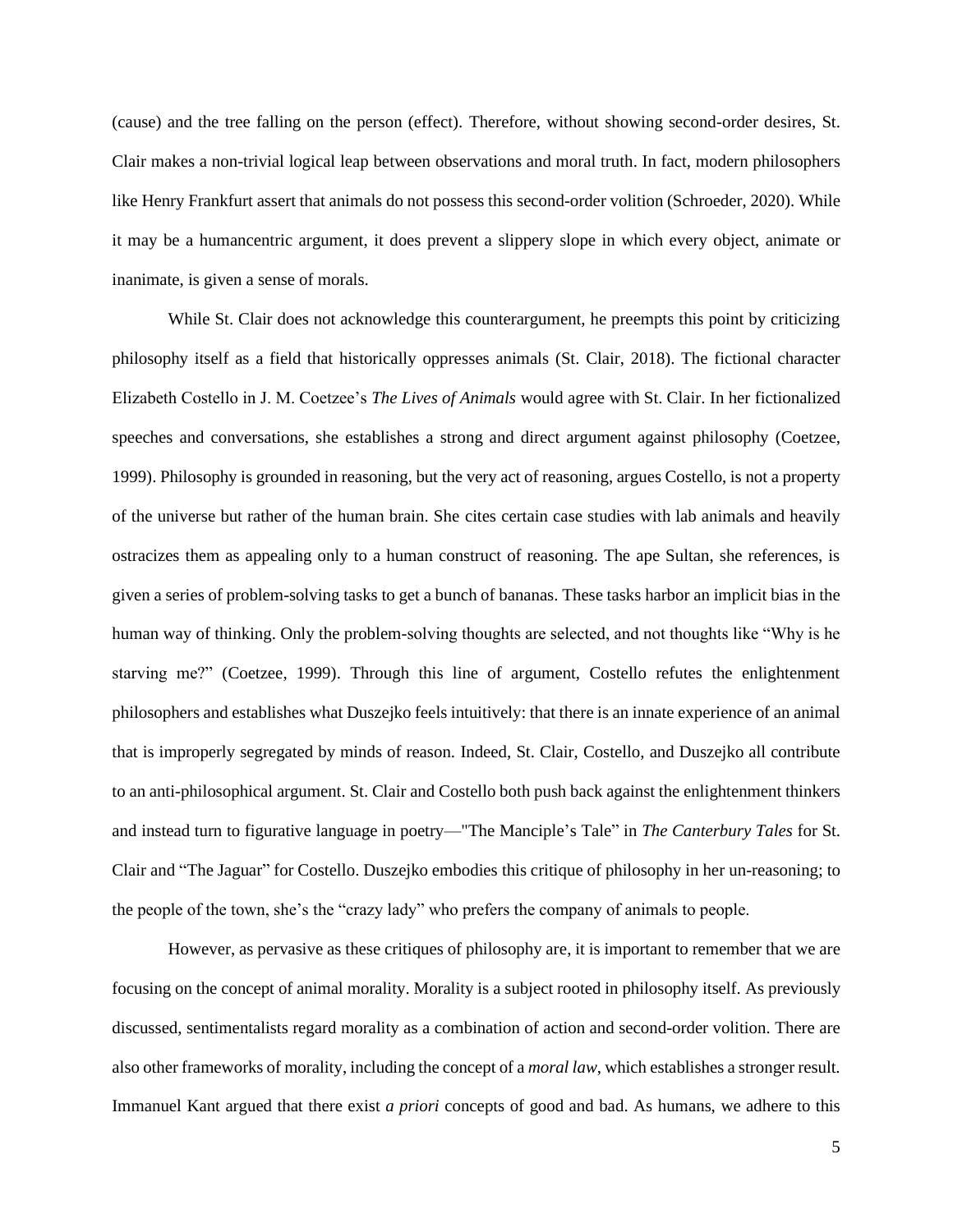(cause) and the tree falling on the person (effect). Therefore, without showing second-order desires, St. Clair makes a non-trivial logical leap between observations and moral truth. In fact, modern philosophers like Henry Frankfurt assert that animals do not possess this second-order volition (Schroeder, 2020). While it may be a humancentric argument, it does prevent a slippery slope in which every object, animate or inanimate, is given a sense of morals.

While St. Clair does not acknowledge this counterargument, he preempts this point by criticizing philosophy itself as a field that historically oppresses animals (St. Clair, 2018). The fictional character Elizabeth Costello in J. M. Coetzee's *The Lives of Animals* would agree with St. Clair. In her fictionalized speeches and conversations, she establishes a strong and direct argument against philosophy (Coetzee, 1999). Philosophy is grounded in reasoning, but the very act of reasoning, argues Costello, is not a property of the universe but rather of the human brain. She cites certain case studies with lab animals and heavily ostracizes them as appealing only to a human construct of reasoning. The ape Sultan, she references, is given a series of problem-solving tasks to get a bunch of bananas. These tasks harbor an implicit bias in the human way of thinking. Only the problem-solving thoughts are selected, and not thoughts like "Why is he starving me?" (Coetzee, 1999). Through this line of argument, Costello refutes the enlightenment philosophers and establishes what Duszejko feels intuitively: that there is an innate experience of an animal that is improperly segregated by minds of reason. Indeed, St. Clair, Costello, and Duszejko all contribute to an anti-philosophical argument. St. Clair and Costello both push back against the enlightenment thinkers and instead turn to figurative language in poetry—"The Manciple's Tale" in *The Canterbury Tales* for St. Clair and "The Jaguar" for Costello. Duszejko embodies this critique of philosophy in her un-reasoning; to the people of the town, she's the "crazy lady" who prefers the company of animals to people.

However, as pervasive as these critiques of philosophy are, it is important to remember that we are focusing on the concept of animal morality. Morality is a subject rooted in philosophy itself. As previously discussed, sentimentalists regard morality as a combination of action and second-order volition. There are also other frameworks of morality, including the concept of a *moral law*, which establishes a stronger result. Immanuel Kant argued that there exist *a priori* concepts of good and bad. As humans, we adhere to this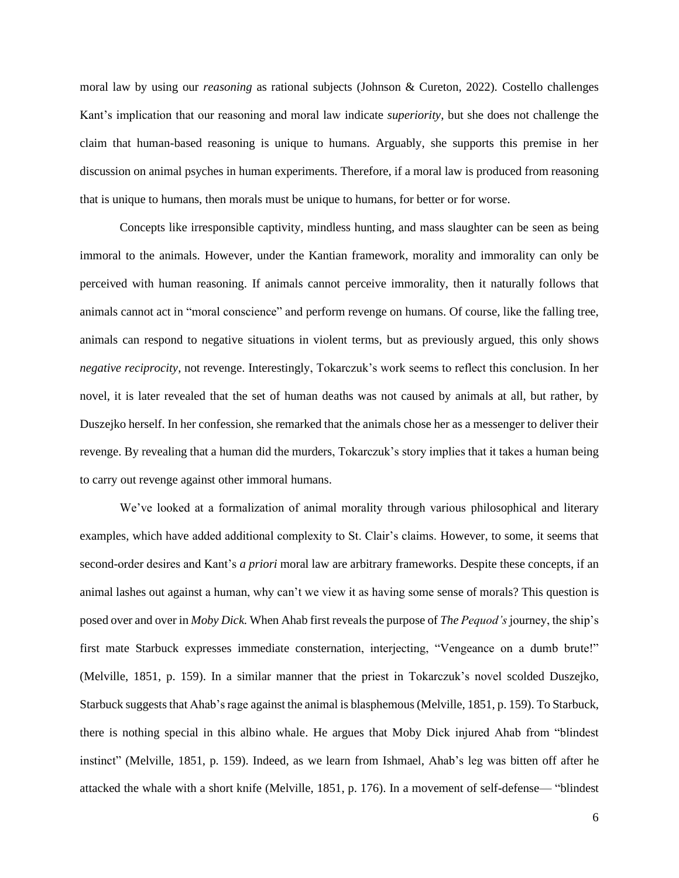moral law by using our *reasoning* as rational subjects (Johnson & Cureton, 2022). Costello challenges Kant's implication that our reasoning and moral law indicate *superiority*, but she does not challenge the claim that human-based reasoning is unique to humans. Arguably, she supports this premise in her discussion on animal psyches in human experiments. Therefore, if a moral law is produced from reasoning that is unique to humans, then morals must be unique to humans, for better or for worse.

Concepts like irresponsible captivity, mindless hunting, and mass slaughter can be seen as being immoral to the animals. However, under the Kantian framework, morality and immorality can only be perceived with human reasoning. If animals cannot perceive immorality, then it naturally follows that animals cannot act in "moral conscience" and perform revenge on humans. Of course, like the falling tree, animals can respond to negative situations in violent terms, but as previously argued, this only shows *negative reciprocity*, not revenge. Interestingly, Tokarczuk's work seems to reflect this conclusion. In her novel, it is later revealed that the set of human deaths was not caused by animals at all, but rather, by Duszejko herself. In her confession, she remarked that the animals chose her as a messenger to deliver their revenge. By revealing that a human did the murders, Tokarczuk's story implies that it takes a human being to carry out revenge against other immoral humans.

We've looked at a formalization of animal morality through various philosophical and literary examples, which have added additional complexity to St. Clair's claims. However, to some, it seems that second-order desires and Kant's *a priori* moral law are arbitrary frameworks. Despite these concepts, if an animal lashes out against a human, why can't we view it as having some sense of morals? This question is posed over and over in *Moby Dick*. When Ahab first reveals the purpose of *The Pequod's* journey, the ship's first mate Starbuck expresses immediate consternation, interjecting, "Vengeance on a dumb brute!" (Melville, 1851, p. 159). In a similar manner that the priest in Tokarczuk's novel scolded Duszejko, Starbuck suggests that Ahab's rage against the animal is blasphemous (Melville, 1851, p. 159). To Starbuck, there is nothing special in this albino whale. He argues that Moby Dick injured Ahab from "blindest instinct" (Melville, 1851, p. 159). Indeed, as we learn from Ishmael, Ahab's leg was bitten off after he attacked the whale with a short knife (Melville, 1851, p. 176). In a movement of self-defense— "blindest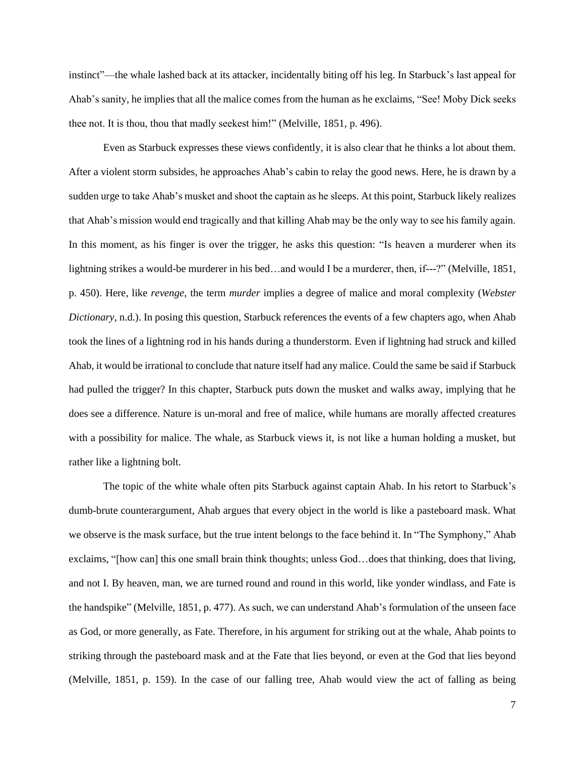instinct"—the whale lashed back at its attacker, incidentally biting off his leg. In Starbuck's last appeal for Ahab's sanity, he implies that all the malice comes from the human as he exclaims, "See! Moby Dick seeks thee not. It is thou, thou that madly seekest him!" (Melville, 1851, p. 496).

Even as Starbuck expresses these views confidently, it is also clear that he thinks a lot about them. After a violent storm subsides, he approaches Ahab's cabin to relay the good news. Here, he is drawn by a sudden urge to take Ahab's musket and shoot the captain as he sleeps. At this point, Starbuck likely realizes that Ahab's mission would end tragically and that killing Ahab may be the only way to see his family again. In this moment, as his finger is over the trigger, he asks this question: "Is heaven a murderer when its lightning strikes a would-be murderer in his bed…and would I be a murderer, then, if---?" (Melville, 1851, p. 450). Here, like *revenge*, the term *murder* implies a degree of malice and moral complexity (*Webster Dictionary*, n.d.). In posing this question, Starbuck references the events of a few chapters ago, when Ahab took the lines of a lightning rod in his hands during a thunderstorm. Even if lightning had struck and killed Ahab, it would be irrational to conclude that nature itself had any malice. Could the same be said if Starbuck had pulled the trigger? In this chapter, Starbuck puts down the musket and walks away, implying that he does see a difference. Nature is un-moral and free of malice, while humans are morally affected creatures with a possibility for malice. The whale, as Starbuck views it, is not like a human holding a musket, but rather like a lightning bolt.

The topic of the white whale often pits Starbuck against captain Ahab. In his retort to Starbuck's dumb-brute counterargument, Ahab argues that every object in the world is like a pasteboard mask. What we observe is the mask surface, but the true intent belongs to the face behind it. In "The Symphony," Ahab exclaims, "[how can] this one small brain think thoughts; unless God…does that thinking, does that living, and not I. By heaven, man, we are turned round and round in this world, like yonder windlass, and Fate is the handspike" (Melville, 1851, p. 477). As such, we can understand Ahab's formulation of the unseen face as God, or more generally, as Fate. Therefore, in his argument for striking out at the whale, Ahab points to striking through the pasteboard mask and at the Fate that lies beyond, or even at the God that lies beyond (Melville, 1851, p. 159). In the case of our falling tree, Ahab would view the act of falling as being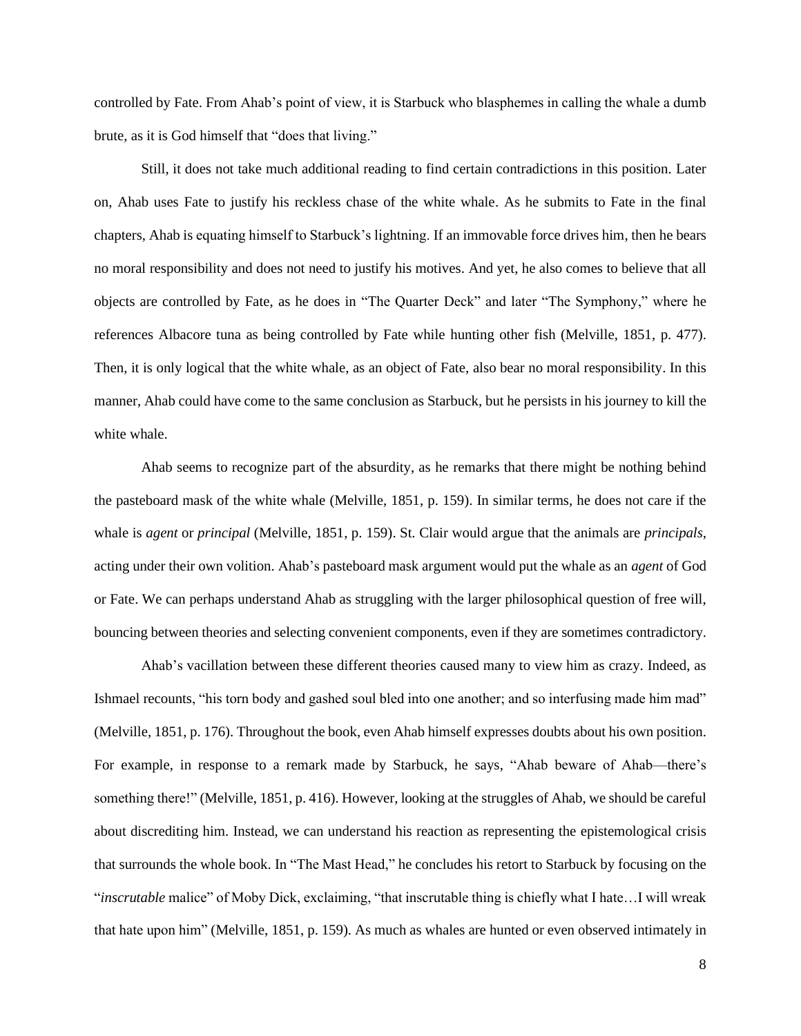controlled by Fate. From Ahab's point of view, it is Starbuck who blasphemes in calling the whale a dumb brute, as it is God himself that "does that living."

Still, it does not take much additional reading to find certain contradictions in this position. Later on, Ahab uses Fate to justify his reckless chase of the white whale. As he submits to Fate in the final chapters, Ahab is equating himself to Starbuck's lightning. If an immovable force drives him, then he bears no moral responsibility and does not need to justify his motives. And yet, he also comes to believe that all objects are controlled by Fate, as he does in "The Quarter Deck" and later "The Symphony," where he references Albacore tuna as being controlled by Fate while hunting other fish (Melville, 1851, p. 477). Then, it is only logical that the white whale, as an object of Fate, also bear no moral responsibility. In this manner, Ahab could have come to the same conclusion as Starbuck, but he persists in his journey to kill the white whale.

Ahab seems to recognize part of the absurdity, as he remarks that there might be nothing behind the pasteboard mask of the white whale (Melville, 1851, p. 159). In similar terms, he does not care if the whale is *agent* or *principal* (Melville, 1851, p. 159). St. Clair would argue that the animals are *principals*, acting under their own volition. Ahab's pasteboard mask argument would put the whale as an *agent* of God or Fate. We can perhaps understand Ahab as struggling with the larger philosophical question of free will, bouncing between theories and selecting convenient components, even if they are sometimes contradictory.

Ahab's vacillation between these different theories caused many to view him as crazy. Indeed, as Ishmael recounts, "his torn body and gashed soul bled into one another; and so interfusing made him mad" (Melville, 1851, p. 176). Throughout the book, even Ahab himself expresses doubts about his own position. For example, in response to a remark made by Starbuck, he says, "Ahab beware of Ahab—there's something there!" (Melville, 1851, p. 416). However, looking at the struggles of Ahab, we should be careful about discrediting him. Instead, we can understand his reaction as representing the epistemological crisis that surrounds the whole book. In "The Mast Head," he concludes his retort to Starbuck by focusing on the "*inscrutable* malice" of Moby Dick, exclaiming, "that inscrutable thing is chiefly what I hate…I will wreak that hate upon him" (Melville, 1851, p. 159). As much as whales are hunted or even observed intimately in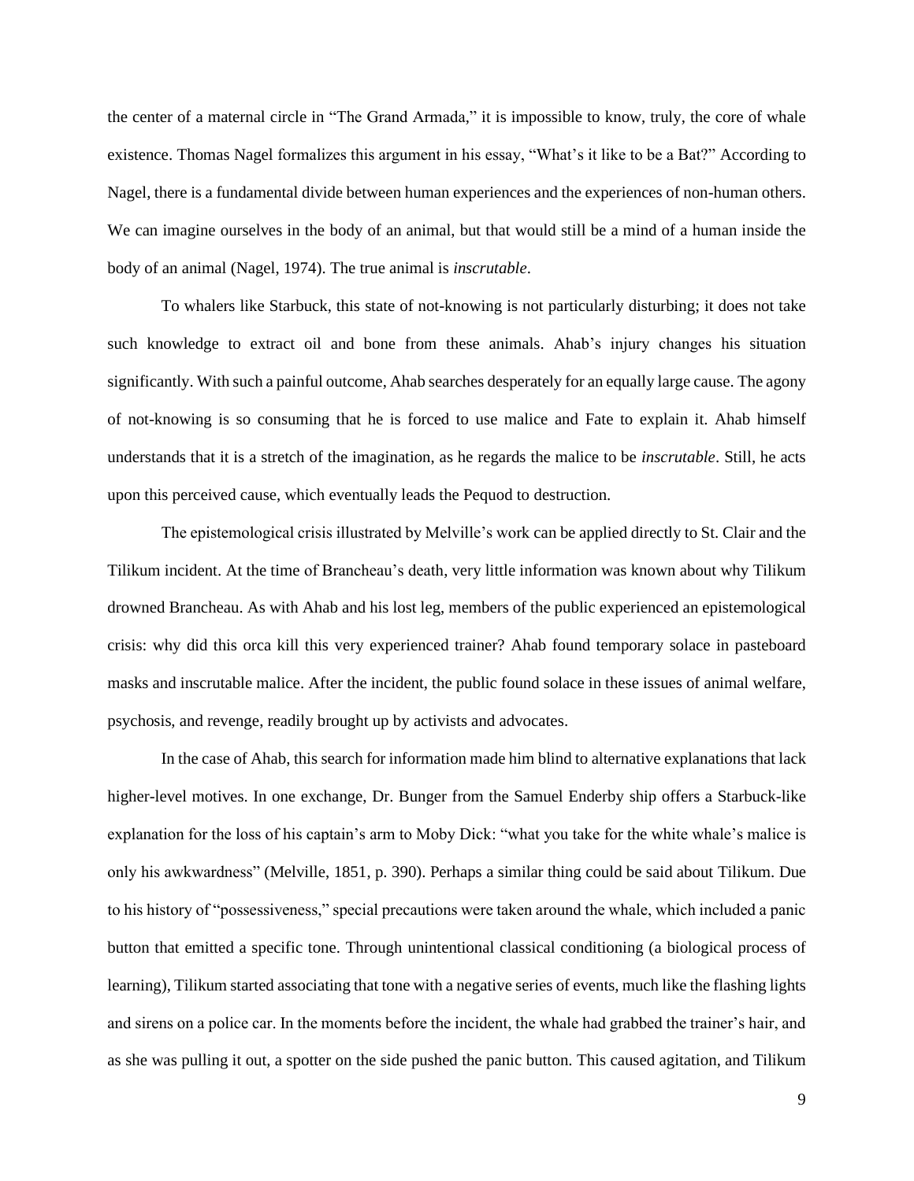the center of a maternal circle in "The Grand Armada," it is impossible to know, truly, the core of whale existence. Thomas Nagel formalizes this argument in his essay, "What's it like to be a Bat?" According to Nagel, there is a fundamental divide between human experiences and the experiences of non-human others. We can imagine ourselves in the body of an animal, but that would still be a mind of a human inside the body of an animal (Nagel, 1974). The true animal is *inscrutable*.

To whalers like Starbuck, this state of not-knowing is not particularly disturbing; it does not take such knowledge to extract oil and bone from these animals. Ahab's injury changes his situation significantly. With such a painful outcome, Ahab searches desperately for an equally large cause. The agony of not-knowing is so consuming that he is forced to use malice and Fate to explain it. Ahab himself understands that it is a stretch of the imagination, as he regards the malice to be *inscrutable*. Still, he acts upon this perceived cause, which eventually leads the Pequod to destruction.

The epistemological crisis illustrated by Melville's work can be applied directly to St. Clair and the Tilikum incident. At the time of Brancheau's death, very little information was known about why Tilikum drowned Brancheau. As with Ahab and his lost leg, members of the public experienced an epistemological crisis: why did this orca kill this very experienced trainer? Ahab found temporary solace in pasteboard masks and inscrutable malice. After the incident, the public found solace in these issues of animal welfare, psychosis, and revenge, readily brought up by activists and advocates.

In the case of Ahab, this search for information made him blind to alternative explanations that lack higher-level motives. In one exchange, Dr. Bunger from the Samuel Enderby ship offers a Starbuck-like explanation for the loss of his captain's arm to Moby Dick: "what you take for the white whale's malice is only his awkwardness" (Melville, 1851, p. 390). Perhaps a similar thing could be said about Tilikum. Due to his history of "possessiveness," special precautions were taken around the whale, which included a panic button that emitted a specific tone. Through unintentional classical conditioning (a biological process of learning), Tilikum started associating that tone with a negative series of events, much like the flashing lights and sirens on a police car. In the moments before the incident, the whale had grabbed the trainer's hair, and as she was pulling it out, a spotter on the side pushed the panic button. This caused agitation, and Tilikum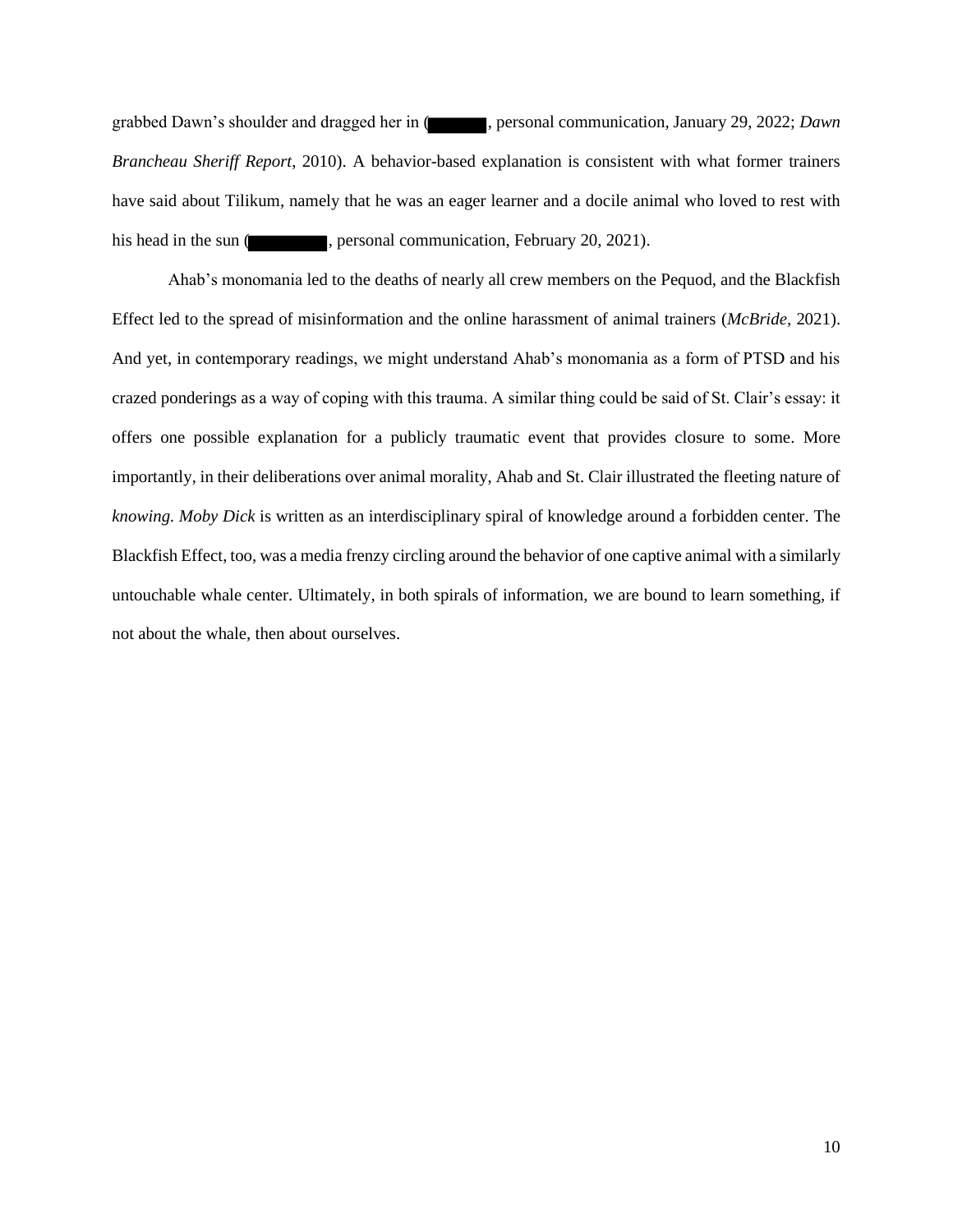grabbed Dawn's shoulder and dragged her in (█████, personal communication, January 29, 2022; *Dawn Brancheau Sheriff Report*, 2010). A behavior-based explanation is consistent with what former trainers have said about Tilikum, namely that he was an eager learner and a docile animal who loved to rest with his head in the sun (█████, personal communication, February 20, 2021).

Ahab's monomania led to the deaths of nearly all crew members on the Pequod, and the Blackfish Effect led to the spread of misinformation and the online harassment of animal trainers (*McBride*, 2021). And yet, in contemporary readings, we might understand Ahab's monomania as a form of PTSD and his crazed ponderings as a way of coping with this trauma. A similar thing could be said of St. Clair's essay: it offers one possible explanation for a publicly traumatic event that provides closure to some. More importantly, in their deliberations over animal morality, Ahab and St. Clair illustrated the fleeting nature of *knowing. Moby Dick* is written as an interdisciplinary spiral of knowledge around a forbidden center. The Blackfish Effect, too, was a media frenzy circling around the behavior of one captive animal with a similarly untouchable whale center. Ultimately, in both spirals of information, we are bound to learn something, if not about the whale, then about ourselves.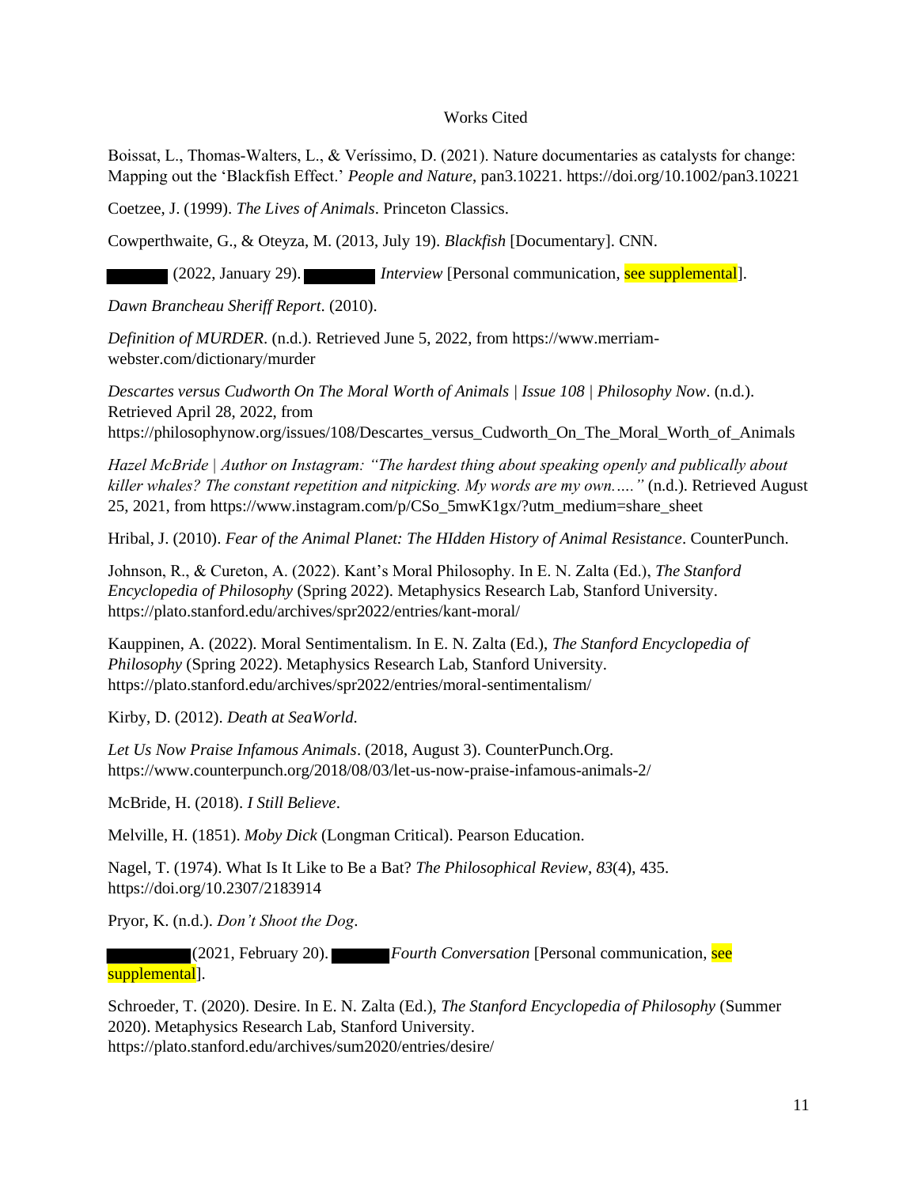Works Cited

Boissat, L., Thomas-Walters, L., & Veríssimo, D. (2021). Nature documentaries as catalysts for change: Mapping out the 'Blackfish Effect.' *People and Nature*, pan3.10221. https://doi.org/10.1002/pan3.10221

Coetzee, J. (1999). *The Lives of Animals*. Princeton Classics.

Cowperthwaite, G., & Oteyza, M. (2013, July 19). *Blackfish* [Documentary]. CNN.

(2022, January 29). *Interview* [Personal communication, see supplemental].

*Dawn Brancheau Sheriff Report*. (2010).

*Definition of MURDER*. (n.d.). Retrieved June 5, 2022, from https://www.merriam-webster.com/dictionary/murder

*Descartes versus Cudworth On The Moral Worth of Animals | Issue 108 | Philosophy Now*. (n.d.). Retrieved April 28, 2022, from https://philosophynow.org/issues/108/Descartes_versus_Cudworth_On_The_Moral_Worth_of_Animals

*Hazel McBride | Author on Instagram: "The hardest thing about speaking openly and publically about killer whales? The constant repetition and nitpicking. My words are my own….."* (n.d.). Retrieved August 25, 2021, from https://www.instagram.com/p/CSo_5mwK1gx/?utm_medium=share_sheet

Hribal, J. (2010). *Fear of the Animal Planet: The HIdden History of Animal Resistance*. CounterPunch.

Johnson, R., & Cureton, A. (2022). Kant's Moral Philosophy. In E. N. Zalta (Ed.), *The Stanford Encyclopedia of Philosophy* (Spring 2022). Metaphysics Research Lab, Stanford University. https://plato.stanford.edu/archives/spr2022/entries/kant-moral/

Kauppinen, A. (2022). Moral Sentimentalism. In E. N. Zalta (Ed.), *The Stanford Encyclopedia of Philosophy* (Spring 2022). Metaphysics Research Lab, Stanford University. https://plato.stanford.edu/archives/spr2022/entries/moral-sentimentalism/

Kirby, D. (2012). *Death at SeaWorld*.

*Let Us Now Praise Infamous Animals*. (2018, August 3). CounterPunch.Org. https://www.counterpunch.org/2018/08/03/let-us-now-praise-infamous-animals-2/

McBride, H. (2018). *I Still Believe*.

Melville, H. (1851). *Moby Dick* (Longman Critical). Pearson Education.

Nagel, T. (1974). What Is It Like to Be a Bat? *The Philosophical Review*, *83*(4), 435. https://doi.org/10.2307/2183914

Pryor, K. (n.d.). *Don't Shoot the Dog*.

(2021, February 20). *Fourth Conversation* [Personal communication, see supplemental].

Schroeder, T. (2020). Desire. In E. N. Zalta (Ed.), *The Stanford Encyclopedia of Philosophy* (Summer 2020). Metaphysics Research Lab, Stanford University. https://plato.stanford.edu/archives/sum2020/entries/desire/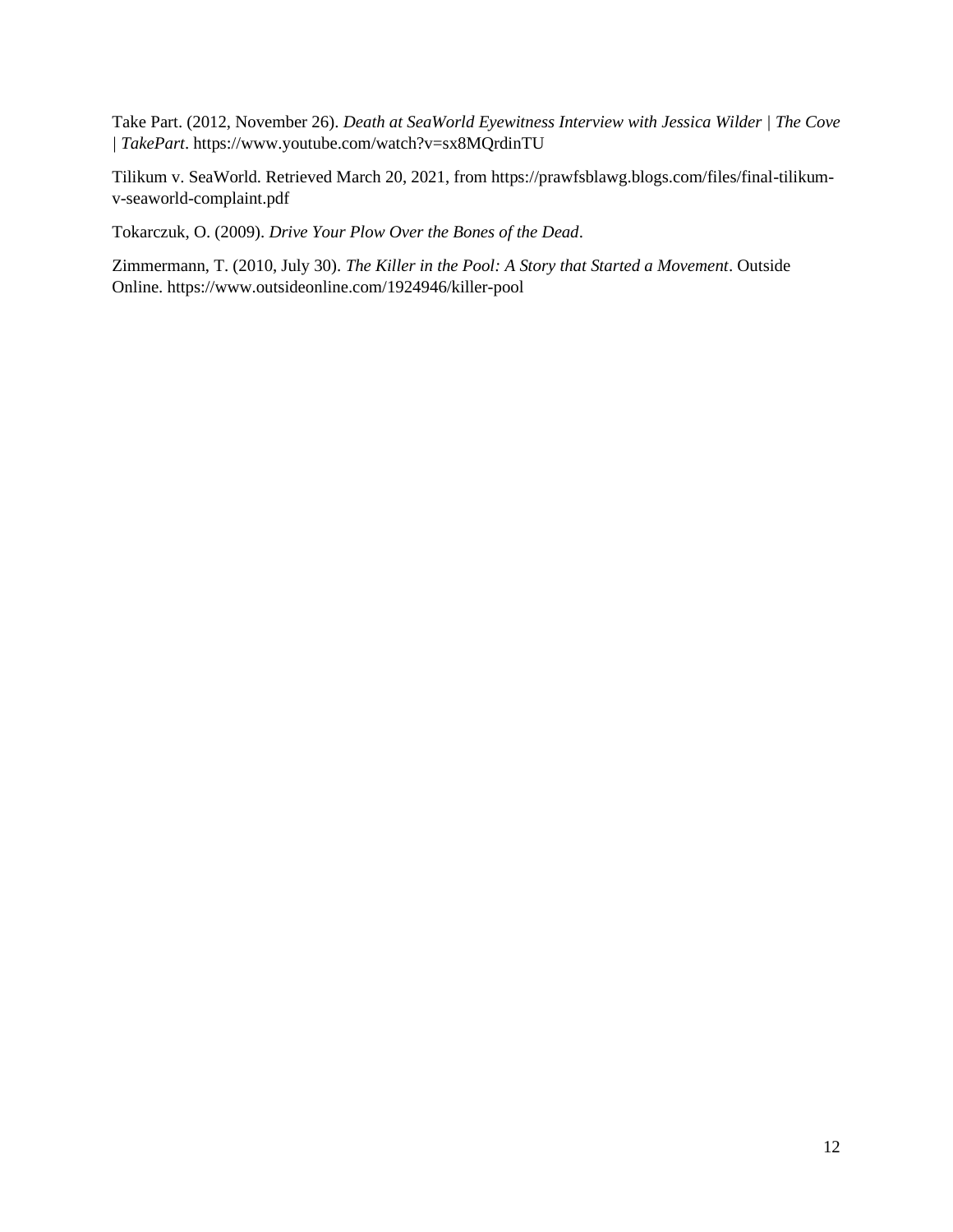Take Part. (2012, November 26). *Death at SeaWorld Eyewitness Interview with Jessica Wilder | The Cove | TakePart*. https://www.youtube.com/watch?v=sx8MQrdinTU

Tilikum v. SeaWorld. Retrieved March 20, 2021, from https://prawfsblawg.blogs.com/files/final-tilikum-v-seaworld-complaint.pdf

Tokarczuk, O. (2009). *Drive Your Plow Over the Bones of the Dead*.

Zimmermann, T. (2010, July 30). *The Killer in the Pool: A Story that Started a Movement*. Outside Online. https://www.outsideonline.com/1924946/killer-pool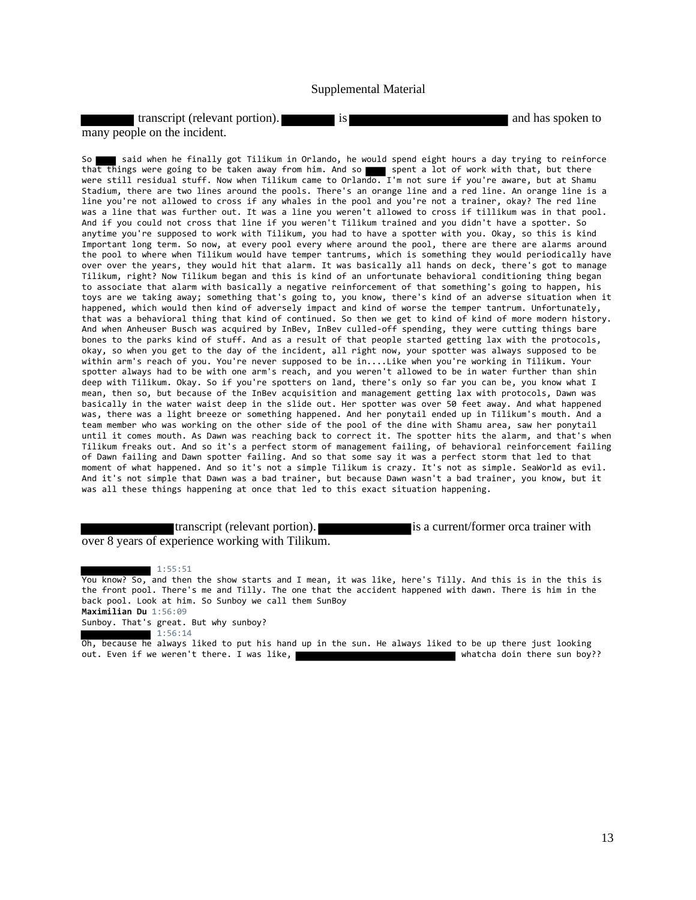Supplemental Material

transcript (relevant portion). is and has spoken to many people on the incident.

So said when he finally got Tilikum in Orlando, he would spend eight hours a day trying to reinforce that things were going to be taken away from him. And so spent a lot of work with that, but there were still residual stuff. Now when Tilikum came to Orlando. I'm not sure if you're aware, but at Shamu Stadium, there are two lines around the pools. There's an orange line and a red line. An orange line is a line you're not allowed to cross if any whales in the pool and you're not a trainer, okay? The red line was a line that was further out. It was a line you weren't allowed to cross if tillikum was in that pool. And if you could not cross that line if you weren't Tilikum trained and you didn't have a spotter. So anytime you're supposed to work with Tilikum, you had to have a spotter with you. Okay, so this is kind Important long term. So now, at every pool every where around the pool, there are there are alarms around the pool to where when Tilikum would have temper tantrums, which is something they would periodically have over over the years, they would hit that alarm. It was basically all hands on deck, there's got to manage Tilikum, right? Now Tilikum began and this is kind of an unfortunate behavioral conditioning thing began to associate that alarm with basically a negative reinforcement of that something's going to happen, his toys are we taking away; something that's going to, you know, there's kind of an adverse situation when it happened, which would then kind of adversely impact and kind of worse the temper tantrum. Unfortunately, that was a behavioral thing that kind of continued. So then we get to kind of kind of more modern history. And when Anheuser Busch was acquired by InBev, InBev culled-off spending, they were cutting things bare bones to the parks kind of stuff. And as a result of that people started getting lax with the protocols, okay, so when you get to the day of the incident, all right now, your spotter was always supposed to be within arm's reach of you. You're never supposed to be in....Like when you're working in Tilikum. Your spotter always had to be with one arm's reach, and you weren't allowed to be in water further than shin deep with Tilikum. Okay. So if you're spotters on land, there's only so far you can be, you know what I mean, then so, but because of the InBev acquisition and management getting lax with protocols, Dawn was basically in the water waist deep in the slide out. Her spotter was over 50 feet away. And what happened was, there was a light breeze or something happened. And her ponytail ended up in Tilikum's mouth. And a team member who was working on the other side of the pool of the dine with Shamu area, saw her ponytail until it comes mouth. As Dawn was reaching back to correct it. The spotter hits the alarm, and that's when Tilikum freaks out. And so it's a perfect storm of management failing, of behavioral reinforcement failing of Dawn failing and Dawn spotter failing. And so that some say it was a perfect storm that led to that moment of what happened. And so it's not a simple Tilikum is crazy. It's not as simple. SeaWorld as evil. And it's not simple that Dawn was a bad trainer, but because Dawn wasn't a bad trainer, you know, but it was all these things happening at once that led to this exact situation happening.

transcript (relevant portion). is a current/former orca trainer with over 8 years of experience working with Tilikum.

1:55:51
You know? So, and then the show starts and I mean, it was like, here's Tilly. And this is in the this is the front pool. There's me and Tilly. The one that the accident happened with dawn. There is him in the back pool. Look at him. So Sunboy we call them SunBoy

**Maximilian Du** 1:56:09
Sunboy. That's great. But why sunboy?

1:56:14
Oh, because he always liked to put his hand up in the sun. He always liked to be up there just looking out. Even if we weren't there. I was like, whatcha doin there sun boy??